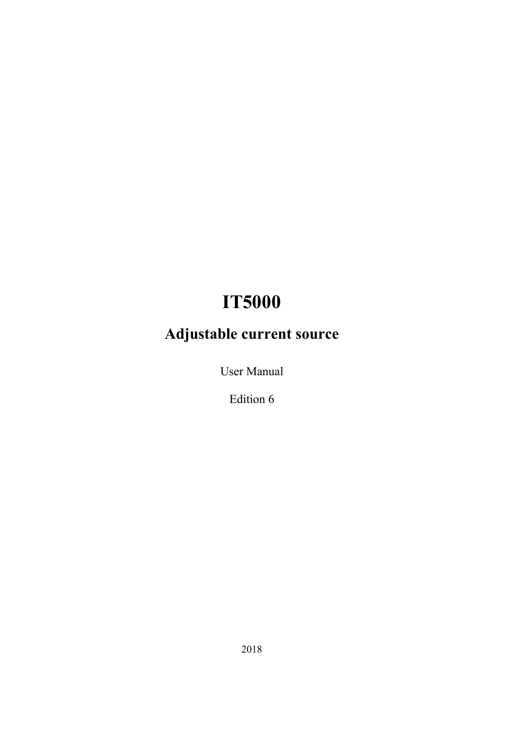# IT5000

## Adjustable current source

User Manual

Edition 6

2018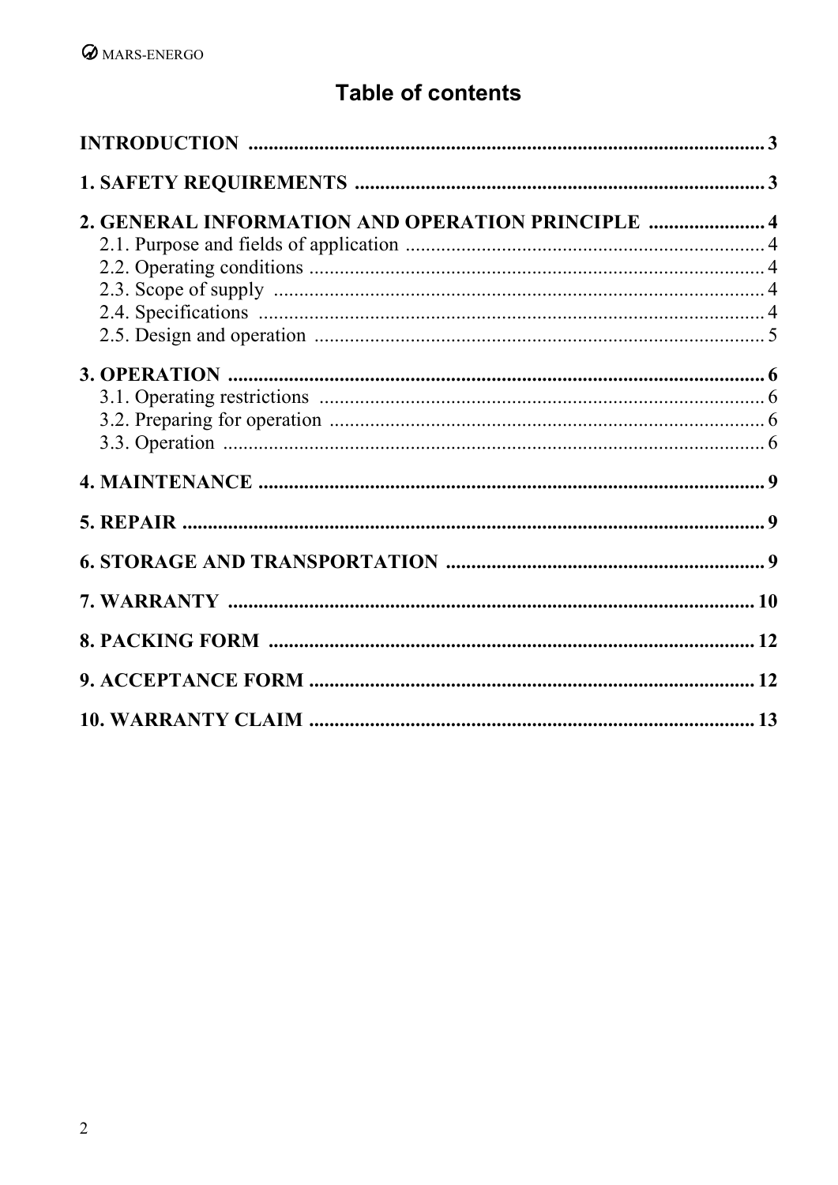# Table of contents

**INTRODUCTION** ..... 3

**1. SAFETY REQUIREMENTS** ..... 3

**2. GENERAL INFORMATION AND OPERATION PRINCIPLE** ..... 4

- 2.1. Purpose and fields of application ..... 4
- 2.2. Operating conditions ..... 4
- 2.3. Scope of supply ..... 4
- 2.4. Specifications ..... 4
- 2.5. Design and operation ..... 5

**3. OPERATION** ..... 6

- 3.1. Operating restrictions ..... 6
- 3.2. Preparing for operation ..... 6
- 3.3. Operation ..... 6

**4. MAINTENANCE** ..... 9

**5. REPAIR** ..... 9

**6. STORAGE AND TRANSPORTATION** ..... 9

**7. WARRANTY** ..... 10

**8. PACKING FORM** ..... 12

**9. ACCEPTANCE FORM** ..... 12

**10. WARRANTY CLAIM** ..... 13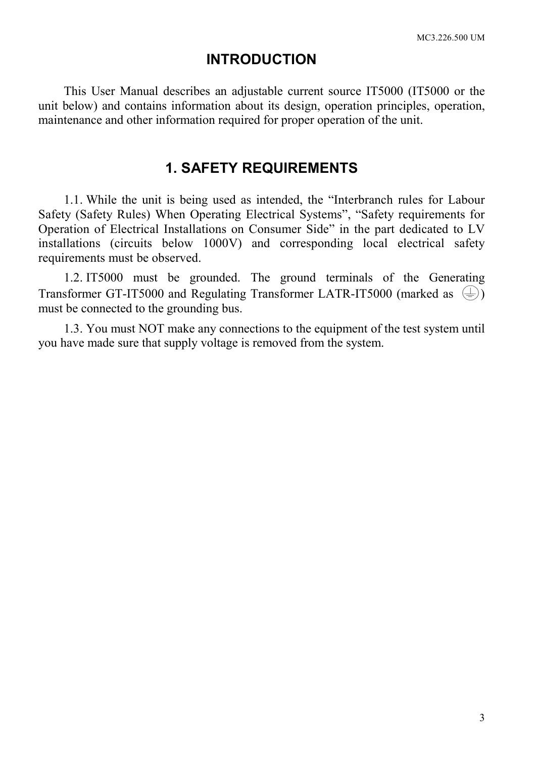# INTRODUCTION

This User Manual describes an adjustable current source IT5000 (IT5000 or the unit below) and contains information about its design, operation principles, operation, maintenance and other information required for proper operation of the unit.

# 1. SAFETY REQUIREMENTS

1.1. While the unit is being used as intended, the "Interbranch rules for Labour Safety (Safety Rules) When Operating Electrical Systems", "Safety requirements for Operation of Electrical Installations on Consumer Side" in the part dedicated to LV installations (circuits below 1000V) and corresponding local electrical safety requirements must be observed.

1.2. IT5000 must be grounded. The ground terminals of the Generating Transformer GT-IT5000 and Regulating Transformer LATR-IT5000 (marked as ⏚) must be connected to the grounding bus.

1.3. You must NOT make any connections to the equipment of the test system until you have made sure that supply voltage is removed from the system.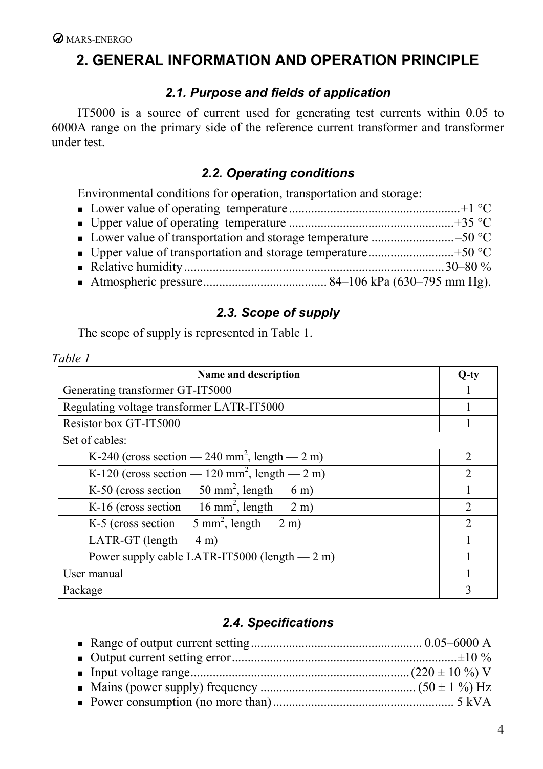# 2. GENERAL INFORMATION AND OPERATION PRINCIPLE

### *2.1. Purpose and fields of application*

IT5000 is a source of current used for generating test currents within 0.05 to 6000A range on the primary side of the reference current transformer and transformer under test.

### *2.2. Operating conditions*

Environmental conditions for operation, transportation and storage:

- Lower value of operating temperature ....................................................+1 °C
- Upper value of operating temperature ..................................................+35 °C
- Lower value of transportation and storage temperature ..........................–50 °C
- Upper value of transportation and storage temperature...........................+50 °C
- Relative humidity ................................................................................30–80 %
- Atmospheric pressure....................................... 84–106 kPa (630–795 mm Hg).

### *2.3. Scope of supply*

The scope of supply is represented in Table 1.

*Table 1*

| Name and description | Q-ty |
|---|---|
| Generating transformer GT-IT5000 | 1 |
| Regulating voltage transformer LATR-IT5000 | 1 |
| Resistor box GT-IT5000 | 1 |
| Set of cables: | |
| K-240 (cross section — 240 mm$^2$, length — 2 m) | 2 |
| K-120 (cross section — 120 mm$^2$, length — 2 m) | 2 |
| K-50 (cross section — 50 mm$^2$, length — 6 m) | 1 |
| K-16 (cross section — 16 mm$^2$, length — 2 m) | 2 |
| K-5 (cross section — 5 mm$^2$, length — 2 m) | 2 |
| LATR-GT (length — 4 m) | 1 |
| Power supply cable LATR-IT5000 (length — 2 m) | 1 |
| User manual | 1 |
| Package | 3 |

### *2.4. Specifications*

- Range of output current setting..................................................... 0.05–6000 A
- Output current setting error.......................................................................±10 %
- Input voltage range.................................................................... (220 ± 10 %) V
- Mains (power supply) frequency ................................................ (50 ± 1 %) Hz
- Power consumption (no more than) ......................................................... 5 kVA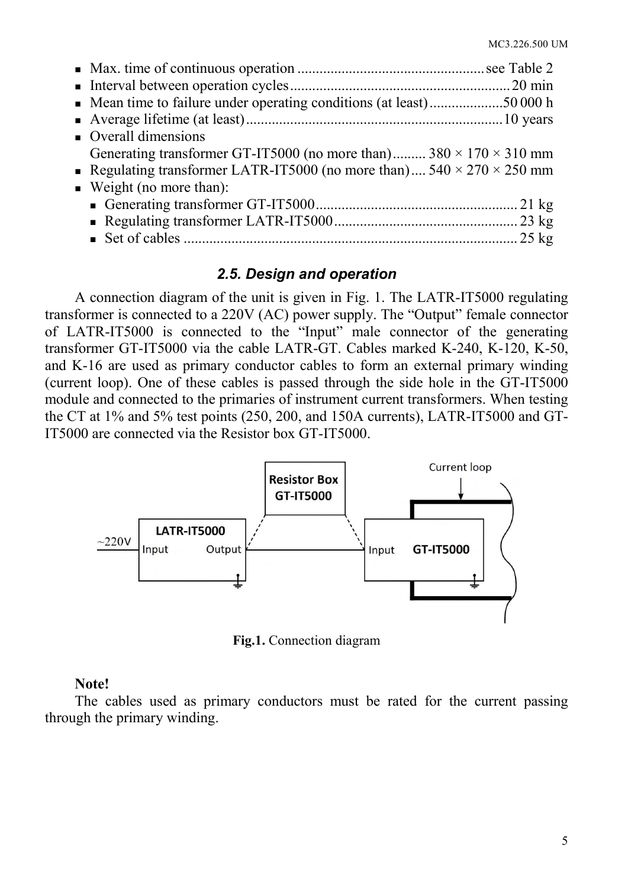- Max. time of continuous operation .................................................. see Table 2
- Interval between operation cycles .......................................................... 20 min
- Mean time to failure under operating conditions (at least) ....................50 000 h
- Average lifetime (at least) ..................................................................... 10 years
- Overall dimensions
  Generating transformer GT-IT5000 (no more than) ......... 380 × 170 × 310 mm
- Regulating transformer LATR-IT5000 (no more than) .... 540 × 270 × 250 mm
- Weight (no more than):
  - Generating transformer GT-IT5000 ....................................................... 21 kg
  - Regulating transformer LATR-IT5000 .................................................. 23 kg
  - Set of cables ........................................................................................... 25 kg

### *2.5. Design and operation*

A connection diagram of the unit is given in Fig. 1. The LATR-IT5000 regulating transformer is connected to a 220V (AC) power supply. The "Output" female connector of LATR-IT5000 is connected to the "Input" male connector of the generating transformer GT-IT5000 via the cable LATR-GT. Cables marked K-240, K-120, K-50, and K-16 are used as primary conductor cables to form an external primary winding (current loop). One of these cables is passed through the side hole in the GT-IT5000 module and connected to the primaries of instrument current transformers. When testing the CT at 1% and 5% test points (250, 200, and 150A currents), LATR-IT5000 and GT-IT5000 are connected via the Resistor box GT-IT5000.

**Fig.1.** Connection diagram

**Note!**

The cables used as primary conductors must be rated for the current passing through the primary winding.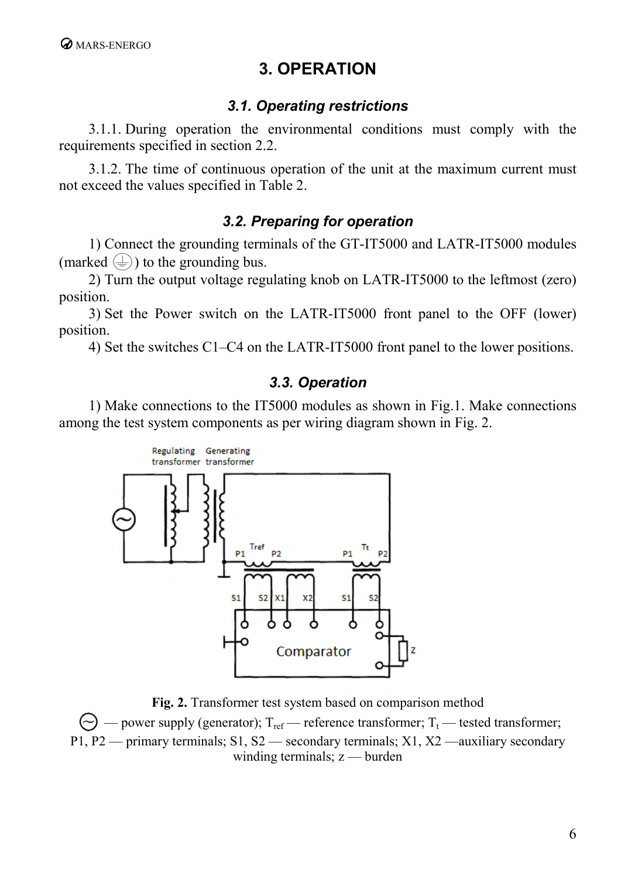# 3. OPERATION

## *3.1. Operating restrictions*

3.1.1. During operation the environmental conditions must comply with the requirements specified in section 2.2.

3.1.2. The time of continuous operation of the unit at the maximum current must not exceed the values specified in Table 2.

## *3.2. Preparing for operation*

1) Connect the grounding terminals of the GT-IT5000 and LATR-IT5000 modules (marked ⏚) to the grounding bus.

2) Turn the output voltage regulating knob on LATR-IT5000 to the leftmost (zero) position.

3) Set the Power switch on the LATR-IT5000 front panel to the OFF (lower) position.

4) Set the switches C1–C4 on the LATR-IT5000 front panel to the lower positions.

## *3.3. Operation*

1) Make connections to the IT5000 modules as shown in Fig.1. Make connections among the test system components as per wiring diagram shown in Fig. 2.

**Fig. 2.** Transformer test system based on comparison method

~ — power supply (generator); $T_{ref}$ — reference transformer; $T_t$ — tested transformer; P1, P2 — primary terminals; S1, S2 — secondary terminals; X1, X2 —auxiliary secondary winding terminals; z — burden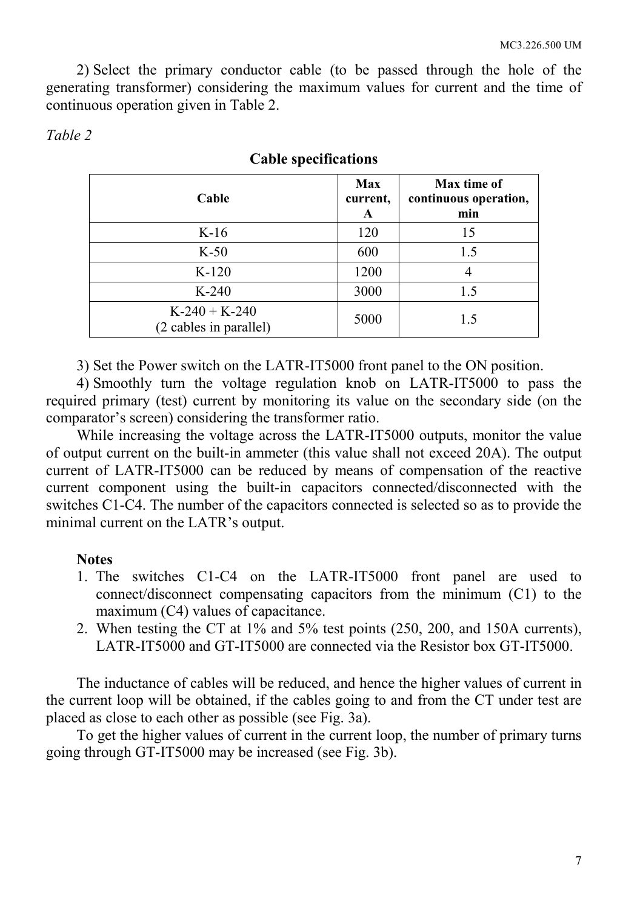2) Select the primary conductor cable (to be passed through the hole of the generating transformer) considering the maximum values for current and the time of continuous operation given in Table 2.

*Table 2*

**Cable specifications**

| Cable | Max current, A | Max time of continuous operation, min |
|---|---|---|
| K-16 | 120 | 15 |
| K-50 | 600 | 1.5 |
| K-120 | 1200 | 4 |
| K-240 | 3000 | 1.5 |
| K-240 + K-240 (2 cables in parallel) | 5000 | 1.5 |

3) Set the Power switch on the LATR-IT5000 front panel to the ON position.

4) Smoothly turn the voltage regulation knob on LATR-IT5000 to pass the required primary (test) current by monitoring its value on the secondary side (on the comparator's screen) considering the transformer ratio.

While increasing the voltage across the LATR-IT5000 outputs, monitor the value of output current on the built-in ammeter (this value shall not exceed 20A). The output current of LATR-IT5000 can be reduced by means of compensation of the reactive current component using the built-in capacitors connected/disconnected with the switches C1-C4. The number of the capacitors connected is selected so as to provide the minimal current on the LATR's output.

**Notes**

1. The switches C1-C4 on the LATR-IT5000 front panel are used to connect/disconnect compensating capacitors from the minimum (C1) to the maximum (C4) values of capacitance.
2. When testing the CT at 1% and 5% test points (250, 200, and 150A currents), LATR-IT5000 and GT-IT5000 are connected via the Resistor box GT-IT5000.

The inductance of cables will be reduced, and hence the higher values of current in the current loop will be obtained, if the cables going to and from the CT under test are placed as close to each other as possible (see Fig. 3a).

To get the higher values of current in the current loop, the number of primary turns going through GT-IT5000 may be increased (see Fig. 3b).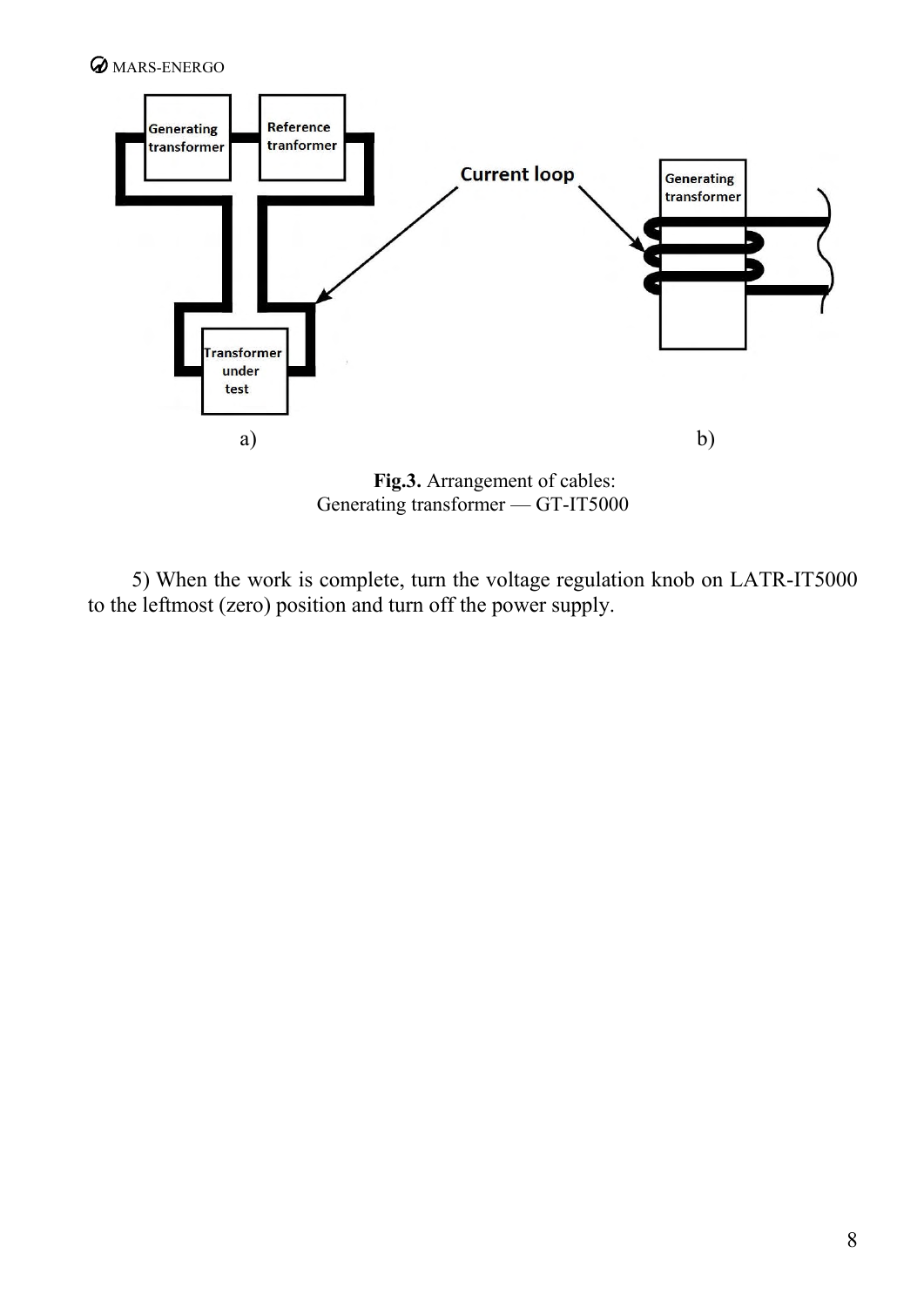**Fig.3.** Arrangement of cables:
Generating transformer — GT-IT5000

5) When the work is complete, turn the voltage regulation knob on LATR-IT5000 to the leftmost (zero) position and turn off the power supply.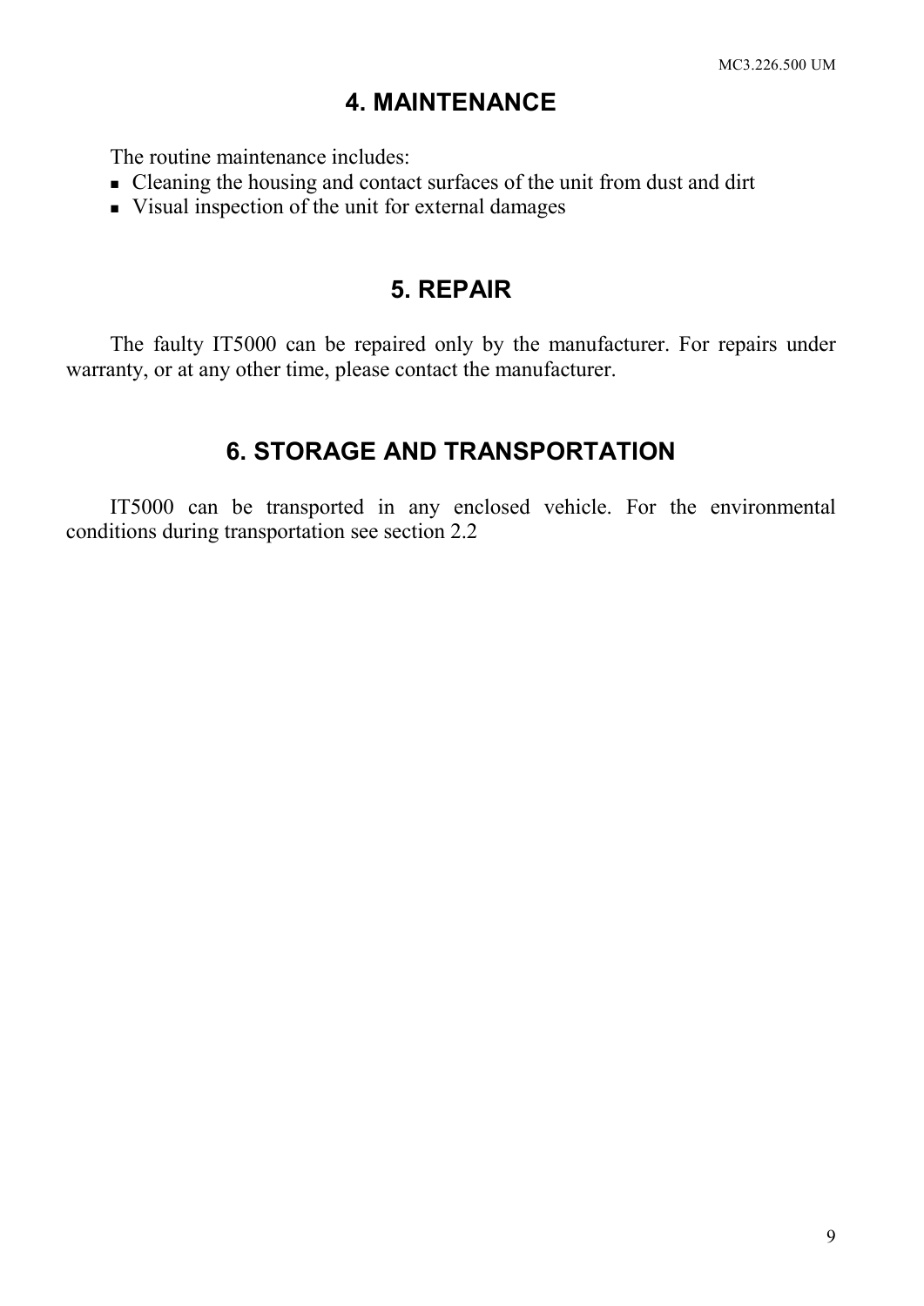# 4. MAINTENANCE

The routine maintenance includes:

- Cleaning the housing and contact surfaces of the unit from dust and dirt
- Visual inspection of the unit for external damages

# 5. REPAIR

The faulty IT5000 can be repaired only by the manufacturer. For repairs under warranty, or at any other time, please contact the manufacturer.

# 6. STORAGE AND TRANSPORTATION

IT5000 can be transported in any enclosed vehicle. For the environmental conditions during transportation see section 2.2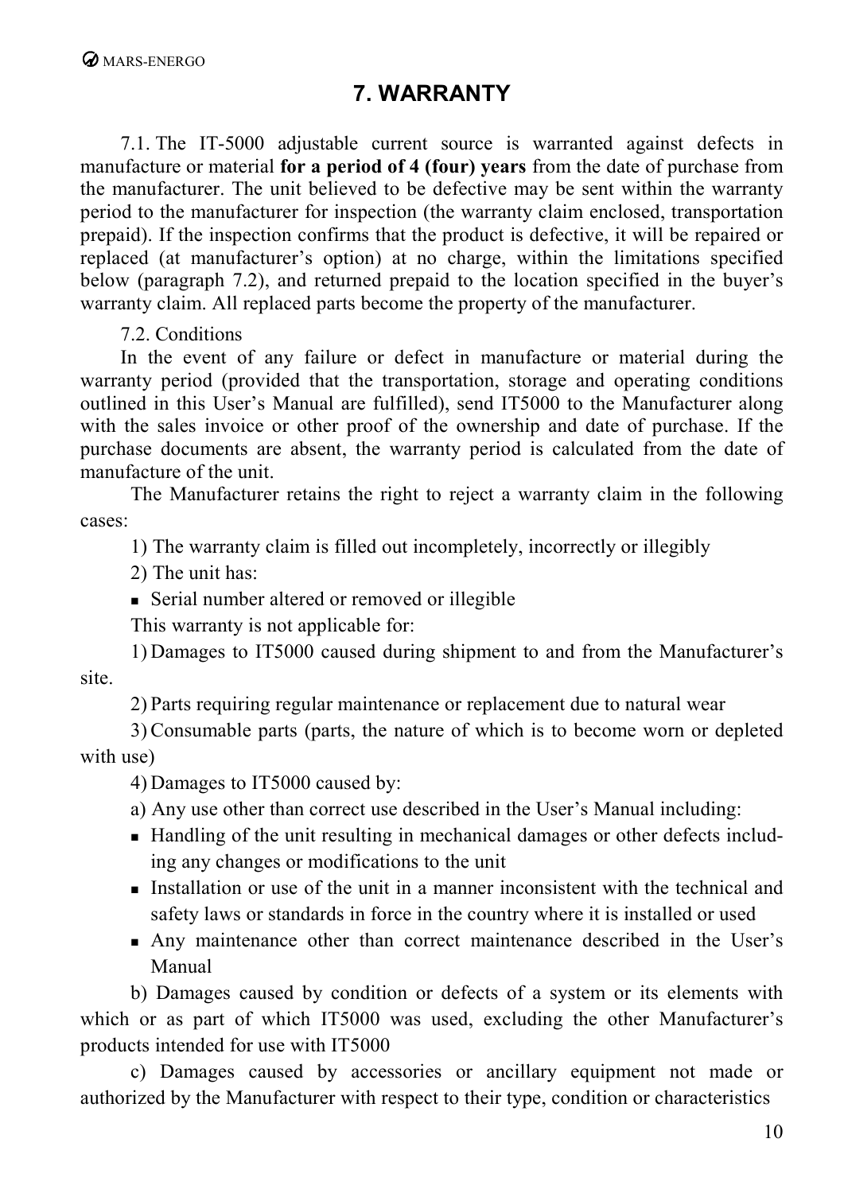# 7. WARRANTY

7.1. The IT-5000 adjustable current source is warranted against defects in manufacture or material **for a period of 4 (four) years** from the date of purchase from the manufacturer. The unit believed to be defective may be sent within the warranty period to the manufacturer for inspection (the warranty claim enclosed, transportation prepaid). If the inspection confirms that the product is defective, it will be repaired or replaced (at manufacturer's option) at no charge, within the limitations specified below (paragraph 7.2), and returned prepaid to the location specified in the buyer's warranty claim. All replaced parts become the property of the manufacturer.

7.2. Conditions

In the event of any failure or defect in manufacture or material during the warranty period (provided that the transportation, storage and operating conditions outlined in this User's Manual are fulfilled), send IT5000 to the Manufacturer along with the sales invoice or other proof of the ownership and date of purchase. If the purchase documents are absent, the warranty period is calculated from the date of manufacture of the unit.

The Manufacturer retains the right to reject a warranty claim in the following cases:

1) The warranty claim is filled out incompletely, incorrectly or illegibly

2) The unit has:

- Serial number altered or removed or illegible

This warranty is not applicable for:

1) Damages to IT5000 caused during shipment to and from the Manufacturer's site.

2) Parts requiring regular maintenance or replacement due to natural wear

3) Consumable parts (parts, the nature of which is to become worn or depleted with use)

4) Damages to IT5000 caused by:

a) Any use other than correct use described in the User's Manual including:

- Handling of the unit resulting in mechanical damages or other defects including any changes or modifications to the unit
- Installation or use of the unit in a manner inconsistent with the technical and safety laws or standards in force in the country where it is installed or used
- Any maintenance other than correct maintenance described in the User's Manual

b) Damages caused by condition or defects of a system or its elements with which or as part of which IT5000 was used, excluding the other Manufacturer's products intended for use with IT5000

c) Damages caused by accessories or ancillary equipment not made or authorized by the Manufacturer with respect to their type, condition or characteristics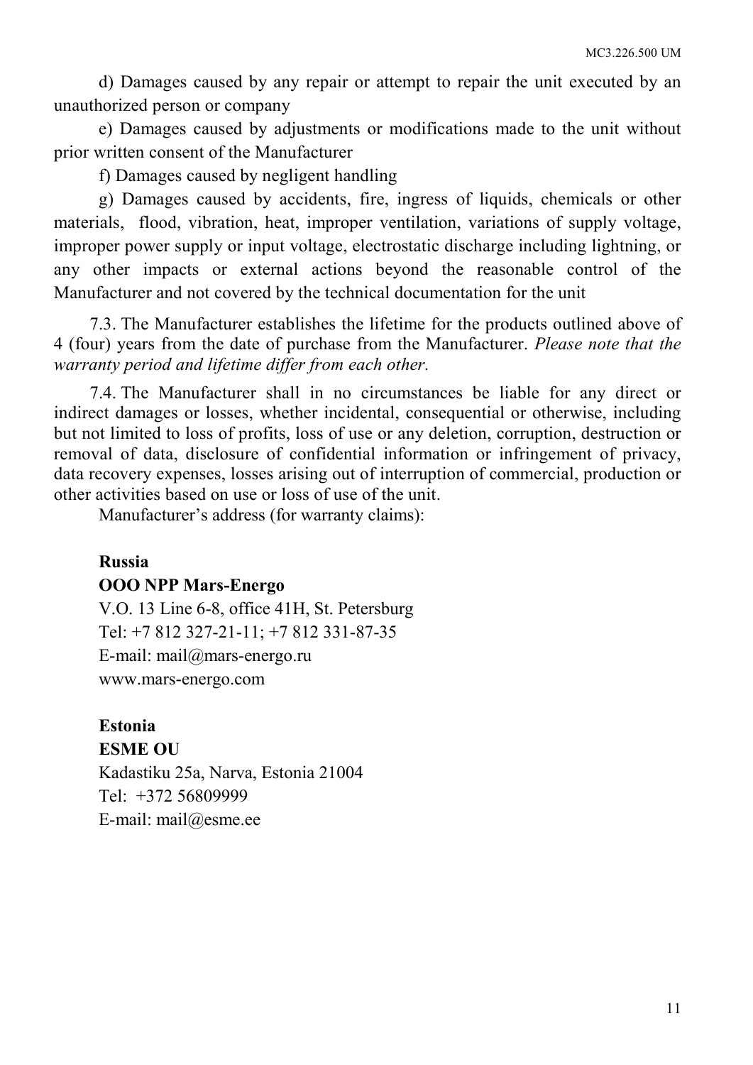d) Damages caused by any repair or attempt to repair the unit executed by an unauthorized person or company

e) Damages caused by adjustments or modifications made to the unit without prior written consent of the Manufacturer

f) Damages caused by negligent handling

g) Damages caused by accidents, fire, ingress of liquids, chemicals or other materials, flood, vibration, heat, improper ventilation, variations of supply voltage, improper power supply or input voltage, electrostatic discharge including lightning, or any other impacts or external actions beyond the reasonable control of the Manufacturer and not covered by the technical documentation for the unit

7.3. The Manufacturer establishes the lifetime for the products outlined above of 4 (four) years from the date of purchase from the Manufacturer. *Please note that the warranty period and lifetime differ from each other.*

7.4. The Manufacturer shall in no circumstances be liable for any direct or indirect damages or losses, whether incidental, consequential or otherwise, including but not limited to loss of profits, loss of use or any deletion, corruption, destruction or removal of data, disclosure of confidential information or infringement of privacy, data recovery expenses, losses arising out of interruption of commercial, production or other activities based on use or loss of use of the unit.

Manufacturer's address (for warranty claims):

**Russia**
**OOO NPP Mars-Energo**
V.O. 13 Line 6-8, office 41H, St. Petersburg
Tel: +7 812 327-21-11; +7 812 331-87-35
E-mail: mail@mars-energo.ru
www.mars-energo.com

**Estonia**
**ESME OU**
Kadastiku 25a, Narva, Estonia 21004
Tel: +372 56809999
E-mail: mail@esme.ee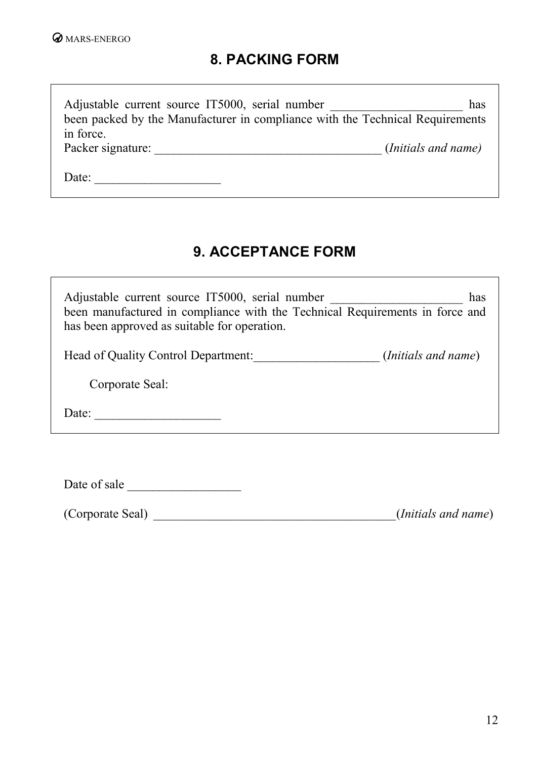## 8. PACKING FORM

Adjustable current source IT5000, serial number _____________________ has been packed by the Manufacturer in compliance with the Technical Requirements in force.

Packer signature: ____________________________________ (*Initials and name)*

Date: ____________________

## 9. ACCEPTANCE FORM

Adjustable current source IT5000, serial number _____________________ has been manufactured in compliance with the Technical Requirements in force and has been approved as suitable for operation.

Head of Quality Control Department:____________________ (*Initials and name*)

Corporate Seal:

Date: ____________________

Date of sale __________________

(Corporate Seal) _______________________________________(*Initials and name*)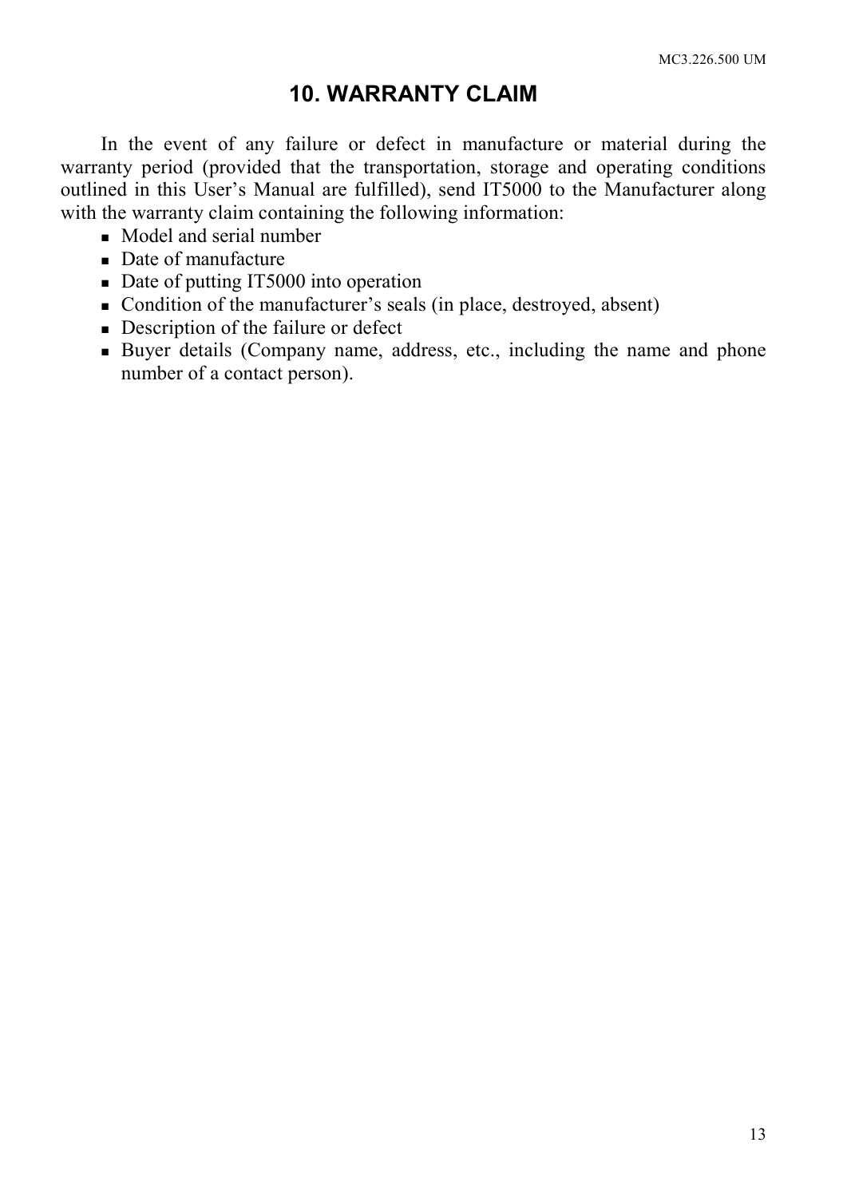## 10. WARRANTY CLAIM

In the event of any failure or defect in manufacture or material during the warranty period (provided that the transportation, storage and operating conditions outlined in this User's Manual are fulfilled), send IT5000 to the Manufacturer along with the warranty claim containing the following information:

- Model and serial number
- Date of manufacture
- Date of putting IT5000 into operation
- Condition of the manufacturer's seals (in place, destroyed, absent)
- Description of the failure or defect
- Buyer details (Company name, address, etc., including the name and phone number of a contact person).